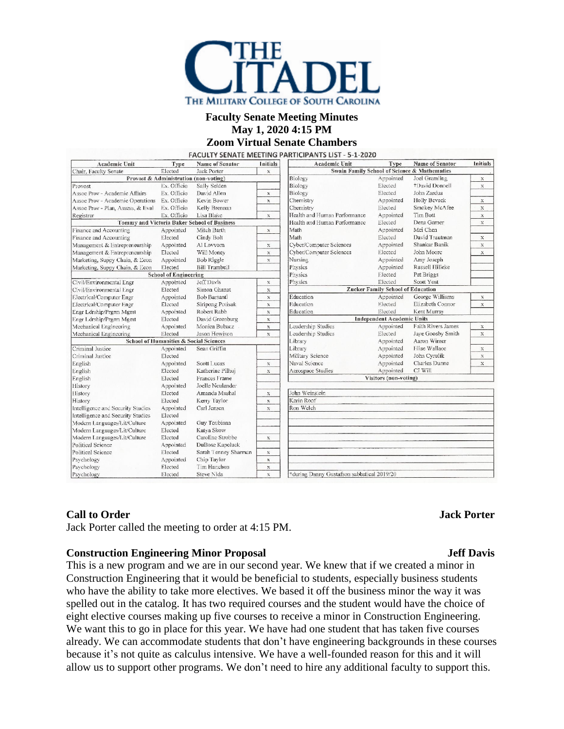# Faculty Senate Meeting Minutes
## May 1, 2020 4:15 PM
## Zoom Virtual Senate Chambers

FACULTY SENATE MEETING PARTICIPANTS LIST - 5-1-2020

| Academic Unit | Type | Name of Senator | Initials |
|---|---|---|---|
| Chair, Faculty Senate | Elected | Jack Porter | x |
| **Provost & Administration (non-voting)** | | | |
| Provost | Ex. Officio | Sally Selden | |
| Assoc Prov - Academic Affairs | Ex. Officio | David Allen | x |
| Assoc Prov - Academic Operations | Ex. Officio | Kevin Bower | x |
| Assoc Prov - Plan, Assess, & Eval | Ex. Officio | Kelly Brennan | |
| Registrar | Ex. Officio | Lisa Blake | x |
| **Tommy and Victoria Baker School of Business** | | | |
| Finance and Accounting | Appointed | Mitch Barth | x |
| Finance and Accounting | Elected | Cindy Bolt | |
| Management & Entrepreneurship | Appointed | Al Lovvorn | x |
| Management & Entrepreneurship | Elected | Will Money | x |
| Marketing, Suppy Chain, & Econ | Appointed | Bob Riggle | x |
| Marketing, Suppy Chain, & Econ | Elected | Bill Trumbull | |
| **School of Engineering** | | | |
| Civil/Environmental Engr | Appointed | Jeff Davis | x |
| Civil/Environmental Engr | Elected | Simon Ghanat | x |
| Electrical/Computer Engr | Appointed | Bob Barsanti | x |
| Electrical/Computer Engr | Elected | Siripong Potisuk | x |
| Engr Ldrship/Prgrm Mgmt | Appointed | Robert Rabb | x |
| Engr Ldrship/Prgrm Mgmt | Elected | David Greenburg | x |
| Mechanical Engineering | Appointed | Monica Bubacz | x |
| Mechanical Engineering | Elected | Jason Howison | x |
| **School of Humanities & Social Sciences** | | | |
| Criminal Justice | Appointed | Sean Griffin | |
| Criminal Justice | Elected | | |
| English | Appointed | Scott Lucas | x |
| English | Elected | Katherine Pilhuj | x |
| English | Elected | Frances Frame | |
| History | Appointed | Joelle Neulander | |
| History | Elected | Amanda Mushal | x |
| History | Elected | Kerry Taylor | x |
| Intelligence and Security Studies | Appointed | Carl Jensen | x |
| Intelligence and Security Studies | Elected | | |
| Modern Languages/Lit/Culture | Appointed | Guy Toubiana | |
| Modern Languages/Lit/Culture | Elected | Katya Skow | |
| Modern Languages/Lit/Culture | Elected | Caroline Strobbe | x |
| Political Science | Appointed | DuBose Kapeluck | |
| Political Science | Elected | Sarah Tenney Sharman | x |
| Psychology | Appointed | Chip Taylor | x |
| Psychology | Elected | Tim Hanchon | x |
| Psychology | Elected | Steve Nida | x |

| Academic Unit | Type | Name of Senator | Initials |
|---|---|---|---|
| **Swain Family School of Science & Mathematics** | | | |
| Biology | Appointed | Joel Gramling | x |
| Biology | Elected | †David Donnell | x |
| Biology | Elected | John Zardus | |
| Chemistry | Appointed | Holly Bevsek | x |
| Chemistry | Elected | Smokey McAfee | x |
| Health and Human Performance | Appointed | Tim Bott | x |
| Health and Human Performance | Elected | Dena Garner | x |
| Math | Appointed | Mei Chen | |
| Math | Elected | David Trautman | x |
| Cyber/Computer Sciences | Appointed | Shankar Banik | x |
| Cyber/Computer Sciences | Elected | John Moore | x |
| Nursing | Appointed | Amy Joseph | |
| Physics | Appointed | Russell Hilleke | |
| Physics | Elected | Pat Briggs | |
| Physics | Elected | Scott Yost | |
| **Zucker Family School of Education** | | | |
| Education | Appointed | George Williams | x |
| Education | Elected | Elizabeth Connor | x |
| Education | Elected | Kent Murray | |
| **Independent Academic Units** | | | |
| Leadership Studies | Appointed | Faith Rivers James | x |
| Leadership Studies | Elected | Jaye Goosby Smith | x |
| Library | Appointed | Aaron Wimer | |
| Library | Appointed | Elise Wallace | x |
| Military Science | Appointed | John Cyrulik | x |
| Naval Science | Appointed | Charles Dunne | x |
| Aerospace Studies | Appointed | CJ Will | |
| **Visitors (non-voting)** | | | |
| John Weinstein | | | |
| Karin Roof | | | |
| Ron Welch | | | |

†during Danny Gustafson sabbatical 2019/20

### Call to Order — Jack Porter

Jack Porter called the meeting to order at 4:15 PM.

### Construction Engineering Minor Proposal — Jeff Davis

This is a new program and we are in our second year. We knew that if we created a minor in Construction Engineering that it would be beneficial to students, especially business students who have the ability to take more electives. We based it off the business minor the way it was spelled out in the catalog. It has two required courses and the student would have the choice of eight elective courses making up five courses to receive a minor in Construction Engineering. We want this to go in place for this year. We have had one student that has taken five courses already. We can accommodate students that don't have engineering backgrounds in these courses because it's not quite as calculus intensive. We have a well-founded reason for this and it will allow us to support other programs. We don't need to hire any additional faculty to support this.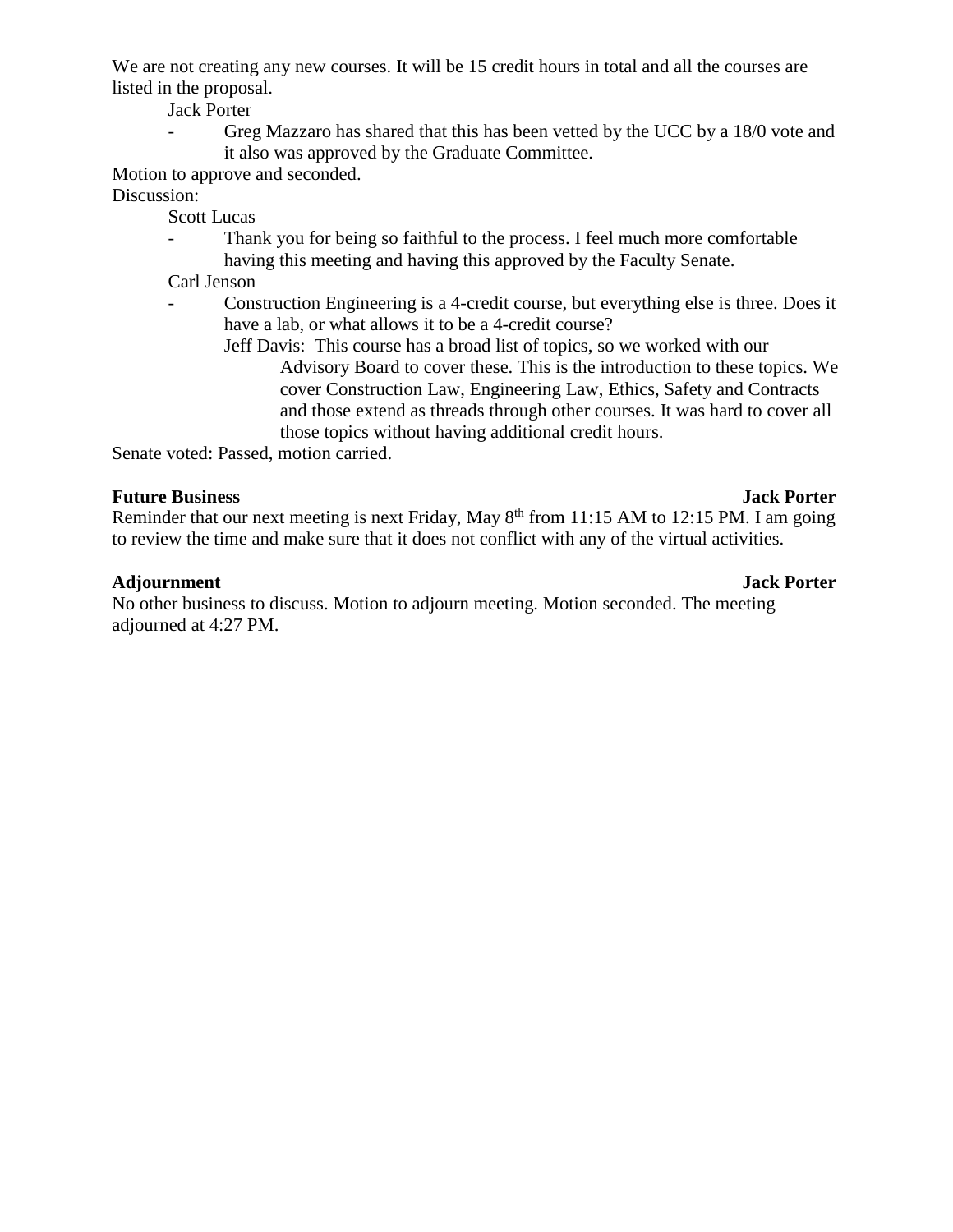We are not creating any new courses. It will be 15 credit hours in total and all the courses are listed in the proposal.

Jack Porter

- Greg Mazzaro has shared that this has been vetted by the UCC by a 18/0 vote and it also was approved by the Graduate Committee.

Motion to approve and seconded.

Discussion:

Scott Lucas

- Thank you for being so faithful to the process. I feel much more comfortable having this meeting and having this approved by the Faculty Senate.

Carl Jenson

- Construction Engineering is a 4-credit course, but everything else is three. Does it have a lab, or what allows it to be a 4-credit course?

  Jeff Davis: This course has a broad list of topics, so we worked with our Advisory Board to cover these. This is the introduction to these topics. We cover Construction Law, Engineering Law, Ethics, Safety and Contracts and those extend as threads through other courses. It was hard to cover all those topics without having additional credit hours.

Senate voted: Passed, motion carried.

**Future Business** **Jack Porter**

Reminder that our next meeting is next Friday, May 8th from 11:15 AM to 12:15 PM. I am going to review the time and make sure that it does not conflict with any of the virtual activities.

**Adjournment** **Jack Porter**

No other business to discuss. Motion to adjourn meeting. Motion seconded. The meeting adjourned at 4:27 PM.